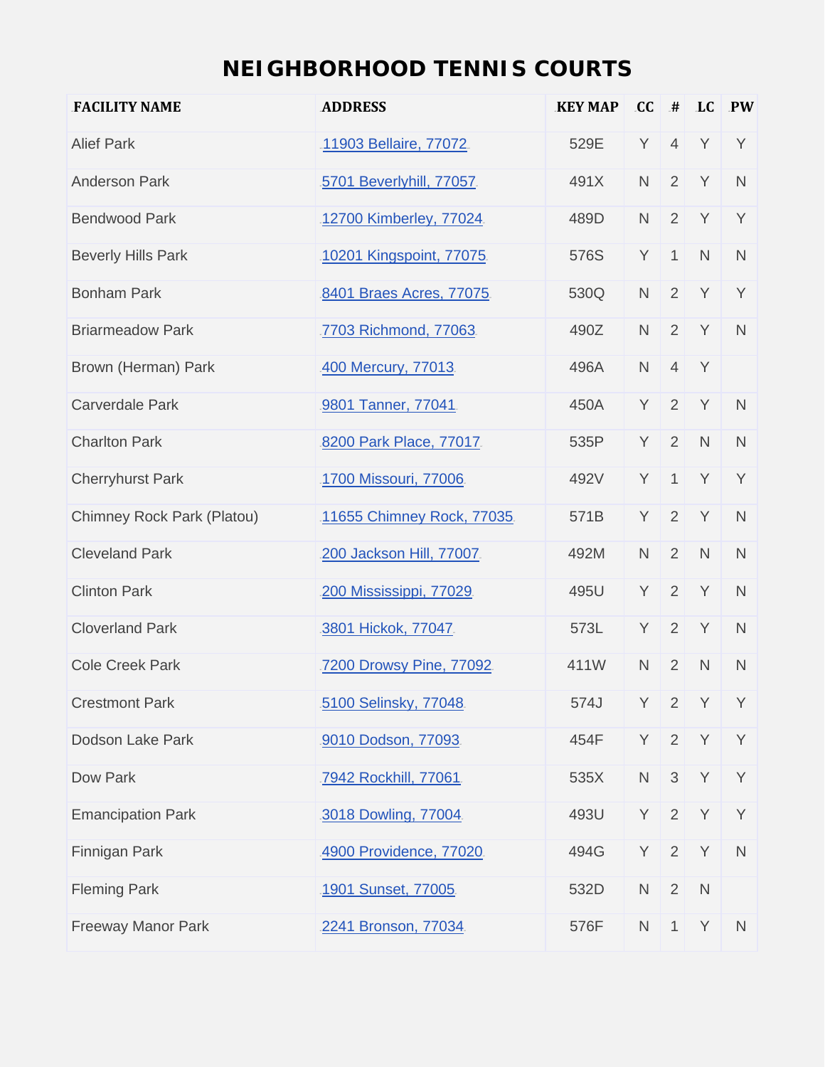# NEIGHBORHOOD TENNIS COURTS

| FACILITY NAME | ADDRESS | KEY MAP | CC | # | LC | PW |
|---|---|---|---|---|---|---|
| Alief Park | 11903 Bellaire, 77072 | 529E | Y | 4 | Y | Y |
| Anderson Park | 5701 Beverlyhill, 77057 | 491X | N | 2 | Y | N |
| Bendwood Park | 12700 Kimberley, 77024 | 489D | N | 2 | Y | Y |
| Beverly Hills Park | 10201 Kingspoint, 77075 | 576S | Y | 1 | N | N |
| Bonham Park | 8401 Braes Acres, 77075 | 530Q | N | 2 | Y | Y |
| Briarmeadow Park | 7703 Richmond, 77063 | 490Z | N | 2 | Y | N |
| Brown (Herman) Park | 400 Mercury, 77013 | 496A | N | 4 | Y | |
| Carverdale Park | 9801 Tanner, 77041 | 450A | Y | 2 | Y | N |
| Charlton Park | 8200 Park Place, 77017 | 535P | Y | 2 | N | N |
| Cherryhurst Park | 1700 Missouri, 77006 | 492V | Y | 1 | Y | Y |
| Chimney Rock Park (Platou) | 11655 Chimney Rock, 77035 | 571B | Y | 2 | Y | N |
| Cleveland Park | 200 Jackson Hill, 77007 | 492M | N | 2 | N | N |
| Clinton Park | 200 Mississippi, 77029 | 495U | Y | 2 | Y | N |
| Cloverland Park | 3801 Hickok, 77047 | 573L | Y | 2 | Y | N |
| Cole Creek Park | 7200 Drowsy Pine, 77092 | 411W | N | 2 | N | N |
| Crestmont Park | 5100 Selinsky, 77048 | 574J | Y | 2 | Y | Y |
| Dodson Lake Park | 9010 Dodson, 77093 | 454F | Y | 2 | Y | Y |
| Dow Park | 7942 Rockhill, 77061 | 535X | N | 3 | Y | Y |
| Emancipation Park | 3018 Dowling, 77004 | 493U | Y | 2 | Y | Y |
| Finnigan Park | 4900 Providence, 77020 | 494G | Y | 2 | Y | N |
| Fleming Park | 1901 Sunset, 77005 | 532D | N | 2 | N | |
| Freeway Manor Park | 2241 Bronson, 77034 | 576F | N | 1 | Y | N |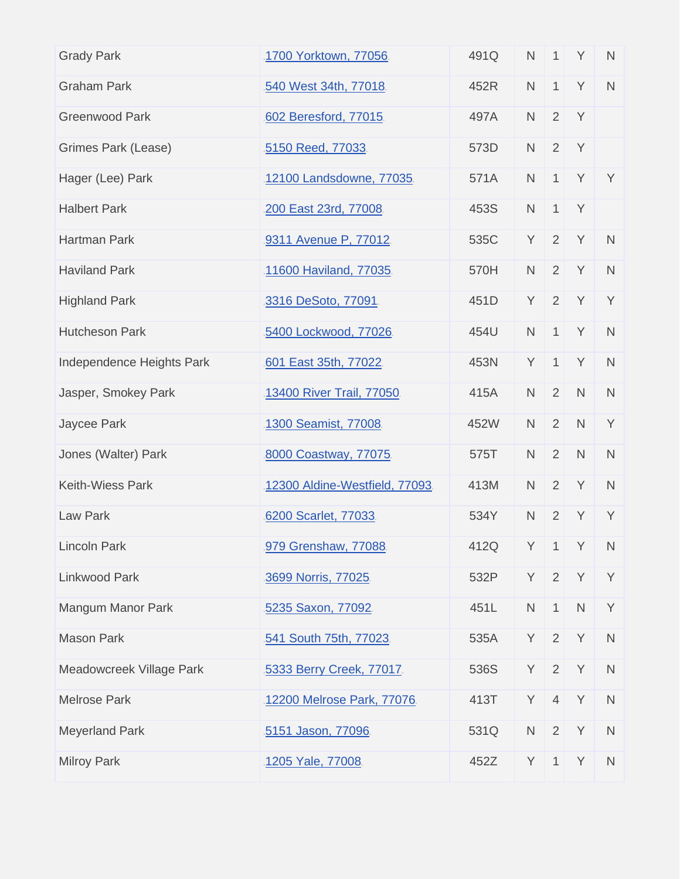| | | | | | | |
|---|---|---|---|---|---|---|
| Grady Park | 1700 Yorktown, 77056 | 491Q | N | 1 | Y | N |
| Graham Park | 540 West 34th, 77018 | 452R | N | 1 | Y | N |
| Greenwood Park | 602 Beresford, 77015 | 497A | N | 2 | Y | |
| Grimes Park (Lease) | 5150 Reed, 77033 | 573D | N | 2 | Y | |
| Hager (Lee) Park | 12100 Landsdowne, 77035 | 571A | N | 1 | Y | Y |
| Halbert Park | 200 East 23rd, 77008 | 453S | N | 1 | Y | |
| Hartman Park | 9311 Avenue P, 77012 | 535C | Y | 2 | Y | N |
| Haviland Park | 11600 Haviland, 77035 | 570H | N | 2 | Y | N |
| Highland Park | 3316 DeSoto, 77091 | 451D | Y | 2 | Y | Y |
| Hutcheson Park | 5400 Lockwood, 77026 | 454U | N | 1 | Y | N |
| Independence Heights Park | 601 East 35th, 77022 | 453N | Y | 1 | Y | N |
| Jasper, Smokey Park | 13400 River Trail, 77050 | 415A | N | 2 | N | N |
| Jaycee Park | 1300 Seamist, 77008 | 452W | N | 2 | N | Y |
| Jones (Walter) Park | 8000 Coastway, 77075 | 575T | N | 2 | N | N |
| Keith-Wiess Park | 12300 Aldine-Westfield, 77093 | 413M | N | 2 | Y | N |
| Law Park | 6200 Scarlet, 77033 | 534Y | N | 2 | Y | Y |
| Lincoln Park | 979 Grenshaw, 77088 | 412Q | Y | 1 | Y | N |
| Linkwood Park | 3699 Norris, 77025 | 532P | Y | 2 | Y | Y |
| Mangum Manor Park | 5235 Saxon, 77092 | 451L | N | 1 | N | Y |
| Mason Park | 541 South 75th, 77023 | 535A | Y | 2 | Y | N |
| Meadowcreek Village Park | 5333 Berry Creek, 77017 | 536S | Y | 2 | Y | N |
| Melrose Park | 12200 Melrose Park, 77076 | 413T | Y | 4 | Y | N |
| Meyerland Park | 5151 Jason, 77096 | 531Q | N | 2 | Y | N |
| Milroy Park | 1205 Yale, 77008 | 452Z | Y | 1 | Y | N |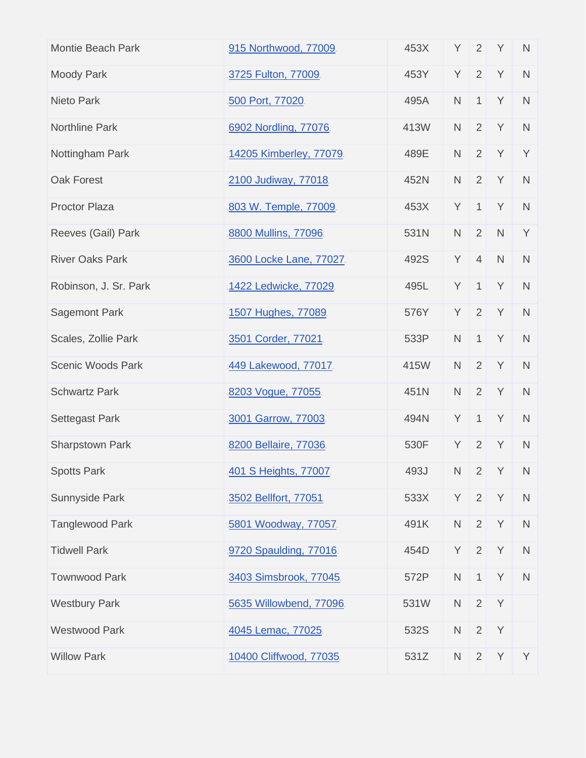| | | | | | | |
|---|---|---|---|---|---|---|
| Montie Beach Park | 915 Northwood, 77009 | 453X | Y | 2 | Y | N |
| Moody Park | 3725 Fulton, 77009 | 453Y | Y | 2 | Y | N |
| Nieto Park | 500 Port, 77020 | 495A | N | 1 | Y | N |
| Northline Park | 6902 Nordling, 77076 | 413W | N | 2 | Y | N |
| Nottingham Park | 14205 Kimberley, 77079 | 489E | N | 2 | Y | Y |
| Oak Forest | 2100 Judiway, 77018 | 452N | N | 2 | Y | N |
| Proctor Plaza | 803 W. Temple, 77009 | 453X | Y | 1 | Y | N |
| Reeves (Gail) Park | 8800 Mullins, 77096 | 531N | N | 2 | N | Y |
| River Oaks Park | 3600 Locke Lane, 77027 | 492S | Y | 4 | N | N |
| Robinson, J. Sr. Park | 1422 Ledwicke, 77029 | 495L | Y | 1 | Y | N |
| Sagemont Park | 1507 Hughes, 77089 | 576Y | Y | 2 | Y | N |
| Scales, Zollie Park | 3501 Corder, 77021 | 533P | N | 1 | Y | N |
| Scenic Woods Park | 449 Lakewood, 77017 | 415W | N | 2 | Y | N |
| Schwartz Park | 8203 Vogue, 77055 | 451N | N | 2 | Y | N |
| Settegast Park | 3001 Garrow, 77003 | 494N | Y | 1 | Y | N |
| Sharpstown Park | 8200 Bellaire, 77036 | 530F | Y | 2 | Y | N |
| Spotts Park | 401 S Heights, 77007 | 493J | N | 2 | Y | N |
| Sunnyside Park | 3502 Bellfort, 77051 | 533X | Y | 2 | Y | N |
| Tanglewood Park | 5801 Woodway, 77057 | 491K | N | 2 | Y | N |
| Tidwell Park | 9720 Spaulding, 77016 | 454D | Y | 2 | Y | N |
| Townwood Park | 3403 Simsbrook, 77045 | 572P | N | 1 | Y | N |
| Westbury Park | 5635 Willowbend, 77096 | 531W | N | 2 | Y | |
| Westwood Park | 4045 Lemac, 77025 | 532S | N | 2 | Y | |
| Willow Park | 10400 Cliffwood, 77035 | 531Z | N | 2 | Y | Y |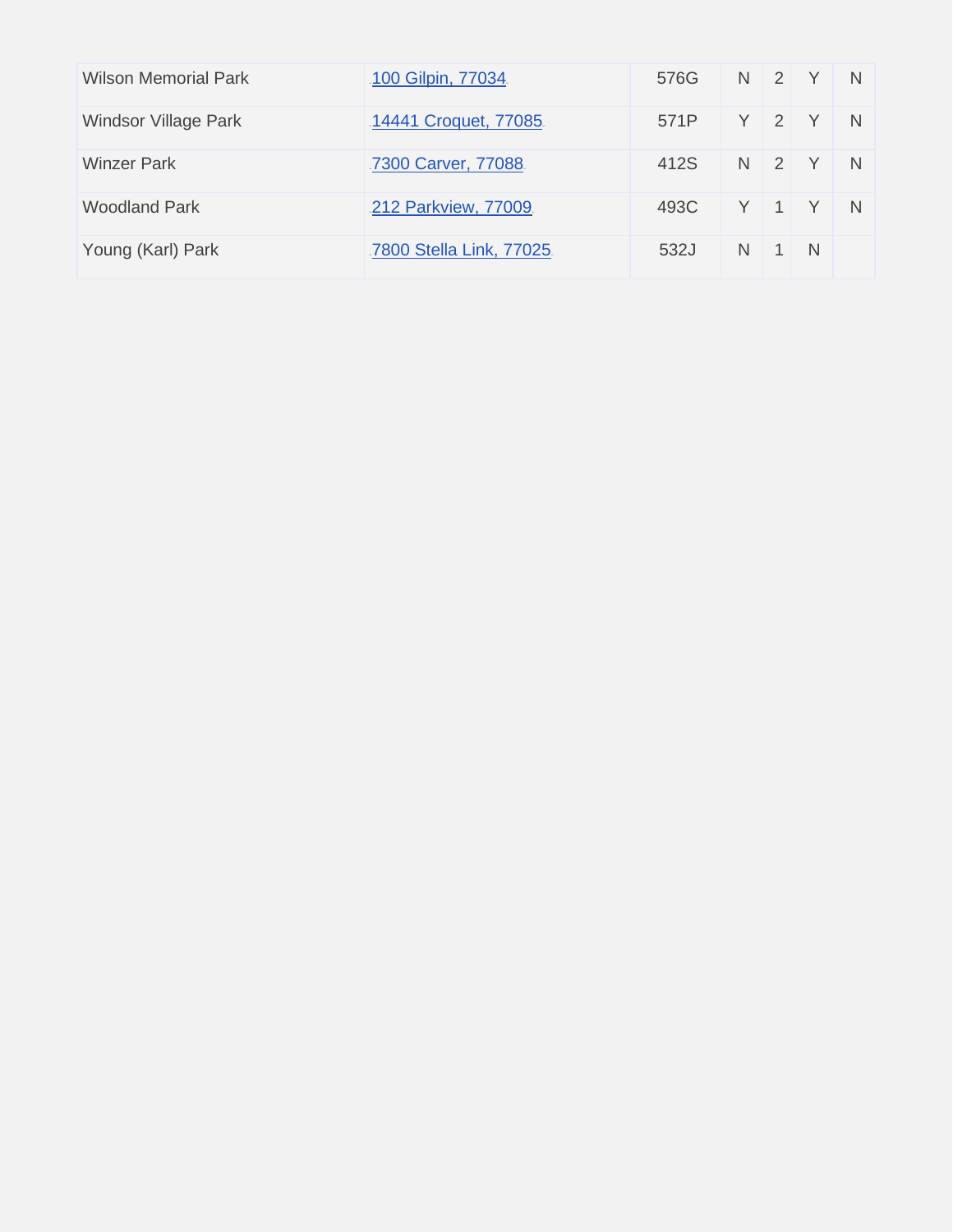| | | | | | | |
|---|---|---|---|---|---|---|
| Wilson Memorial Park | 100 Gilpin, 77034 | 576G | N | 2 | Y | N |
| Windsor Village Park | 14441 Croquet, 77085 | 571P | Y | 2 | Y | N |
| Winzer Park | 7300 Carver, 77088 | 412S | N | 2 | Y | N |
| Woodland Park | 212 Parkview, 77009 | 493C | Y | 1 | Y | N |
| Young (Karl) Park | 7800 Stella Link, 77025 | 532J | N | 1 | N | |